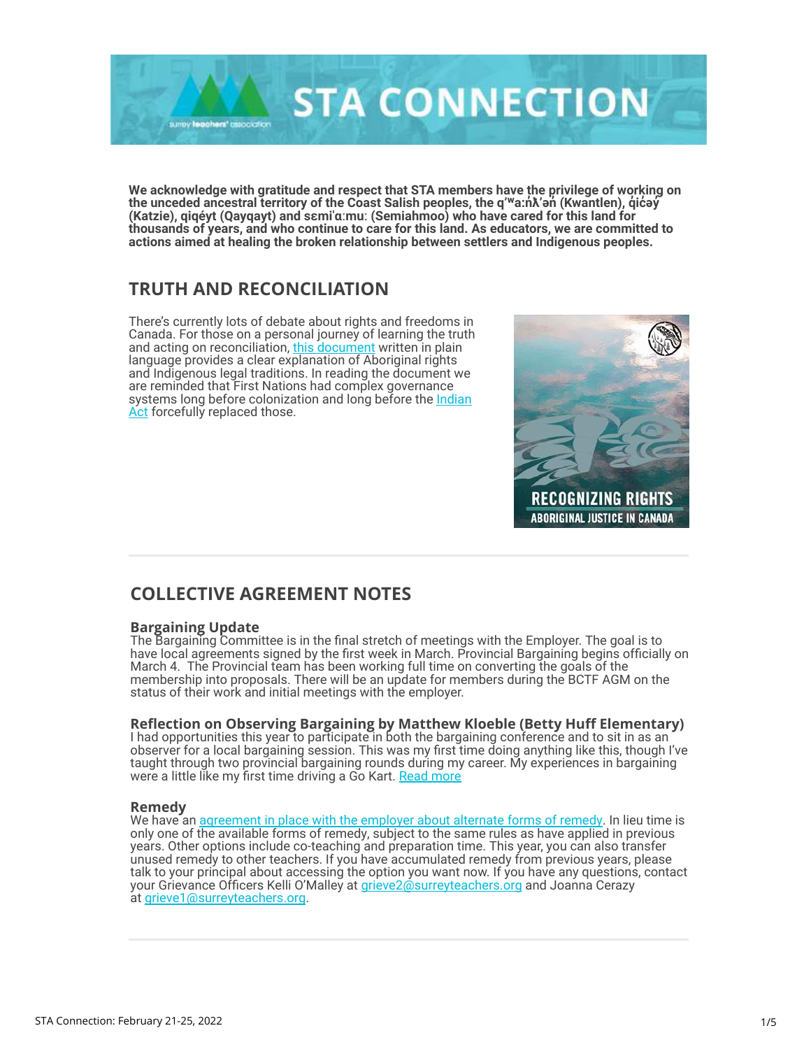# STA CONNECTION

**We acknowledge with gratitude and respect that STA members have the privilege of working on the unceded ancestral territory of the Coast Salish peoples, the q̓ʷa:n̓ƛ̓ən̓ (Kwantlen), q̓ic̓əy̓ (Katzie), qiqéyt (Qayqayt) and sɛmiˈɑːmuː (Semiahmoo) who have cared for this land for thousands of years, and who continue to care for this land. As educators, we are committed to actions aimed at healing the broken relationship between settlers and Indigenous peoples.**

## TRUTH AND RECONCILIATION

There's currently lots of debate about rights and freedoms in Canada. For those on a personal journey of learning the truth and acting on reconciliation, [this document](#) written in plain language provides a clear explanation of Aboriginal rights and Indigenous legal traditions. In reading the document we are reminded that First Nations had complex governance systems long before colonization and long before the [Indian Act](#) forcefully replaced those.

RECOGNIZING RIGHTS
ABORIGINAL JUSTICE IN CANADA

## COLLECTIVE AGREEMENT NOTES

### Bargaining Update

The Bargaining Committee is in the final stretch of meetings with the Employer. The goal is to have local agreements signed by the first week in March. Provincial Bargaining begins officially on March 4. The Provincial team has been working full time on converting the goals of the membership into proposals. There will be an update for members during the BCTF AGM on the status of their work and initial meetings with the employer.

### Reflection on Observing Bargaining by Matthew Kloeble (Betty Huff Elementary)

I had opportunities this year to participate in both the bargaining conference and to sit in as an observer for a local bargaining session. This was my first time doing anything like this, though I've taught through two provincial bargaining rounds during my career. My experiences in bargaining were a little like my first time driving a Go Kart. [Read more](#)

### Remedy

We have an [agreement in place with the employer about alternate forms of remedy](#). In lieu time is only one of the available forms of remedy, subject to the same rules as have applied in previous years. Other options include co-teaching and preparation time. This year, you can also transfer unused remedy to other teachers. If you have accumulated remedy from previous years, please talk to your principal about accessing the option you want now. If you have any questions, contact your Grievance Officers Kelli O'Malley at [grieve2@surreyteachers.org](mailto:grieve2@surreyteachers.org) and Joanna Cerazy at [grieve1@surreyteachers.org](mailto:grieve1@surreyteachers.org).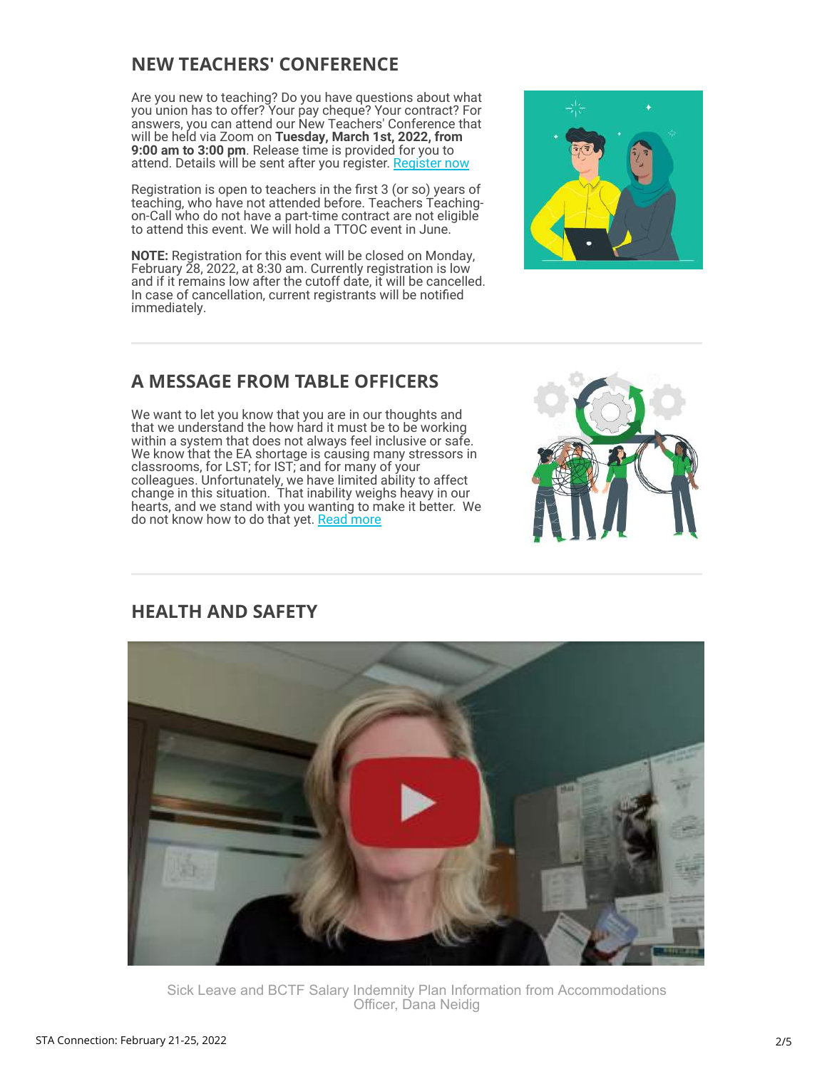## NEW TEACHERS' CONFERENCE

Are you new to teaching? Do you have questions about what you union has to offer? Your pay cheque? Your contract? For answers, you can attend our New Teachers' Conference that will be held via Zoom on **Tuesday, March 1st, 2022, from 9:00 am to 3:00 pm**. Release time is provided for you to attend. Details will be sent after you register. Register now

Registration is open to teachers in the first 3 (or so) years of teaching, who have not attended before. Teachers Teaching-on-Call who do not have a part-time contract are not eligible to attend this event. We will hold a TTOC event in June.

**NOTE:** Registration for this event will be closed on Monday, February 28, 2022, at 8:30 am. Currently registration is low and if it remains low after the cutoff date, it will be cancelled. In case of cancellation, current registrants will be notified immediately.

## A MESSAGE FROM TABLE OFFICERS

We want to let you know that you are in our thoughts and that we understand the how hard it must be to be working within a system that does not always feel inclusive or safe. We know that the EA shortage is causing many stressors in classrooms, for LST; for IST; and for many of your colleagues. Unfortunately, we have limited ability to affect change in this situation. That inability weighs heavy in our hearts, and we stand with you wanting to make it better. We do not know how to do that yet. Read more

## HEALTH AND SAFETY

Sick Leave and BCTF Salary Indemnity Plan Information from Accommodations Officer, Dana Neidig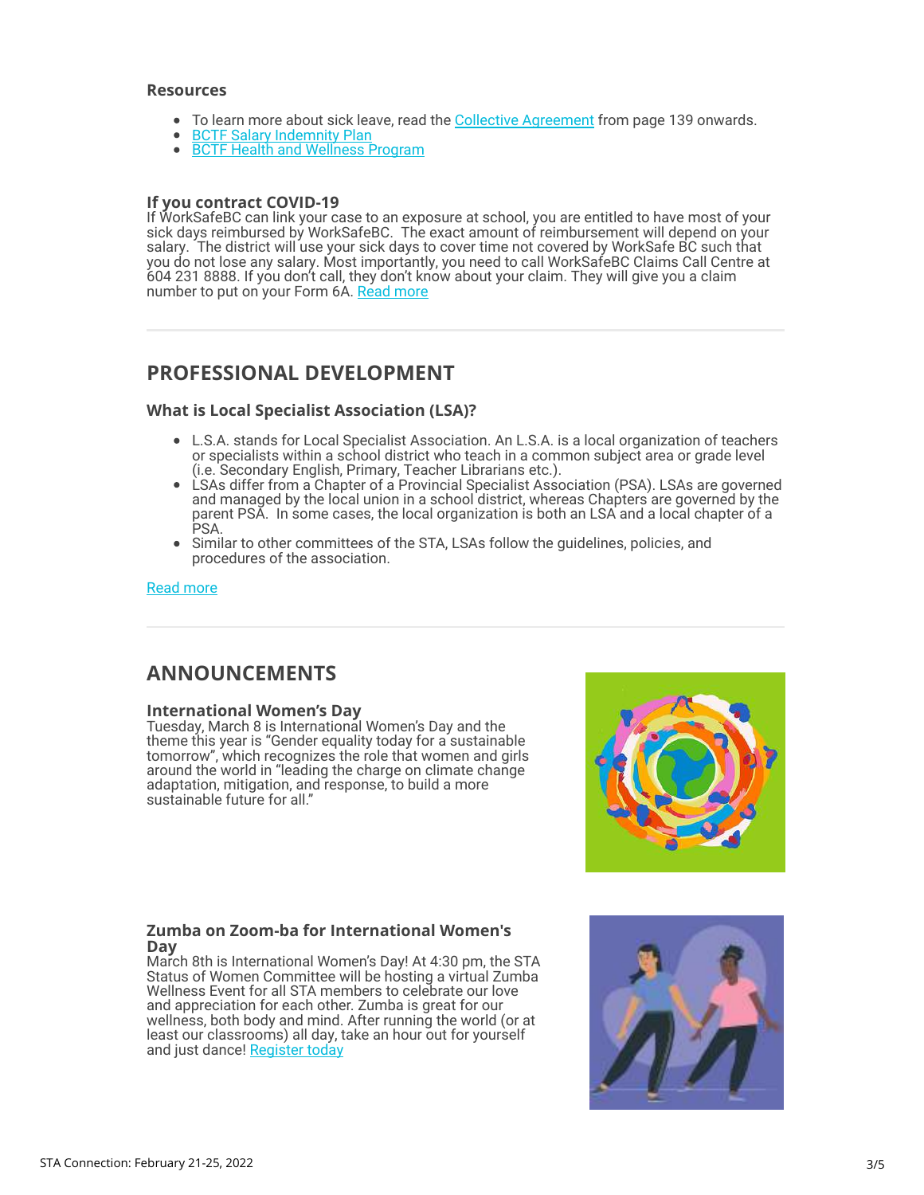### Resources

- To learn more about sick leave, read the Collective Agreement from page 139 onwards.
- BCTF Salary Indemnity Plan
- BCTF Health and Wellness Program

### If you contract COVID-19

If WorkSafeBC can link your case to an exposure at school, you are entitled to have most of your sick days reimbursed by WorkSafeBC. The exact amount of reimbursement will depend on your salary. The district will use your sick days to cover time not covered by WorkSafe BC such that you do not lose any salary. Most importantly, you need to call WorkSafeBC Claims Call Centre at 604 231 8888. If you don't call, they don't know about your claim. They will give you a claim number to put on your Form 6A. Read more

---

## PROFESSIONAL DEVELOPMENT

### What is Local Specialist Association (LSA)?

- L.S.A. stands for Local Specialist Association. An L.S.A. is a local organization of teachers or specialists within a school district who teach in a common subject area or grade level (i.e. Secondary English, Primary, Teacher Librarians etc.).
- LSAs differ from a Chapter of a Provincial Specialist Association (PSA). LSAs are governed and managed by the local union in a school district, whereas Chapters are governed by the parent PSA. In some cases, the local organization is both an LSA and a local chapter of a PSA.
- Similar to other committees of the STA, LSAs follow the guidelines, policies, and procedures of the association.

Read more

---

## ANNOUNCEMENTS

### International Women's Day

Tuesday, March 8 is International Women's Day and the theme this year is "Gender equality today for a sustainable tomorrow", which recognizes the role that women and girls around the world in "leading the charge on climate change adaptation, mitigation, and response, to build a more sustainable future for all."

### Zumba on Zoom-ba for International Women's Day

March 8th is International Women's Day! At 4:30 pm, the STA Status of Women Committee will be hosting a virtual Zumba Wellness Event for all STA members to celebrate our love and appreciation for each other. Zumba is great for our wellness, both body and mind. After running the world (or at least our classrooms) all day, take an hour out for yourself and just dance! Register today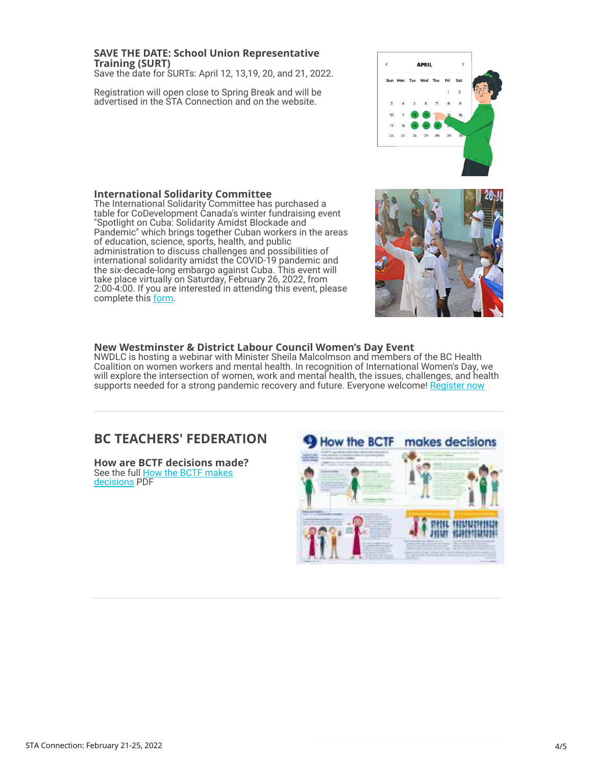### SAVE THE DATE: School Union Representative Training (SURT)

Save the date for SURTs: April 12, 13,19, 20, and 21, 2022.

Registration will open close to Spring Break and will be advertised in the STA Connection and on the website.

### International Solidarity Committee

The International Solidarity Committee has purchased a table for CoDevelopment Canada's winter fundraising event "Spotlight on Cuba: Solidarity Amidst Blockade and Pandemic" which brings together Cuban workers in the areas of education, science, sports, health, and public administration to discuss challenges and possibilities of international solidarity amidst the COVID-19 pandemic and the six-decade-long embargo against Cuba. This event will take place virtually on Saturday, February 26, 2022, from 2:00-4:00. If you are interested in attending this event, please complete this form.

### New Westminster & District Labour Council Women's Day Event

NWDLC is hosting a webinar with Minister Sheila Malcolmson and members of the BC Health Coalition on women workers and mental health. In recognition of International Women's Day, we will explore the intersection of women, work and mental health, the issues, challenges, and health supports needed for a strong pandemic recovery and future. Everyone welcome! Register now

---

## BC TEACHERS' FEDERATION

### How are BCTF decisions made?

See the full How the BCTF makes decisions PDF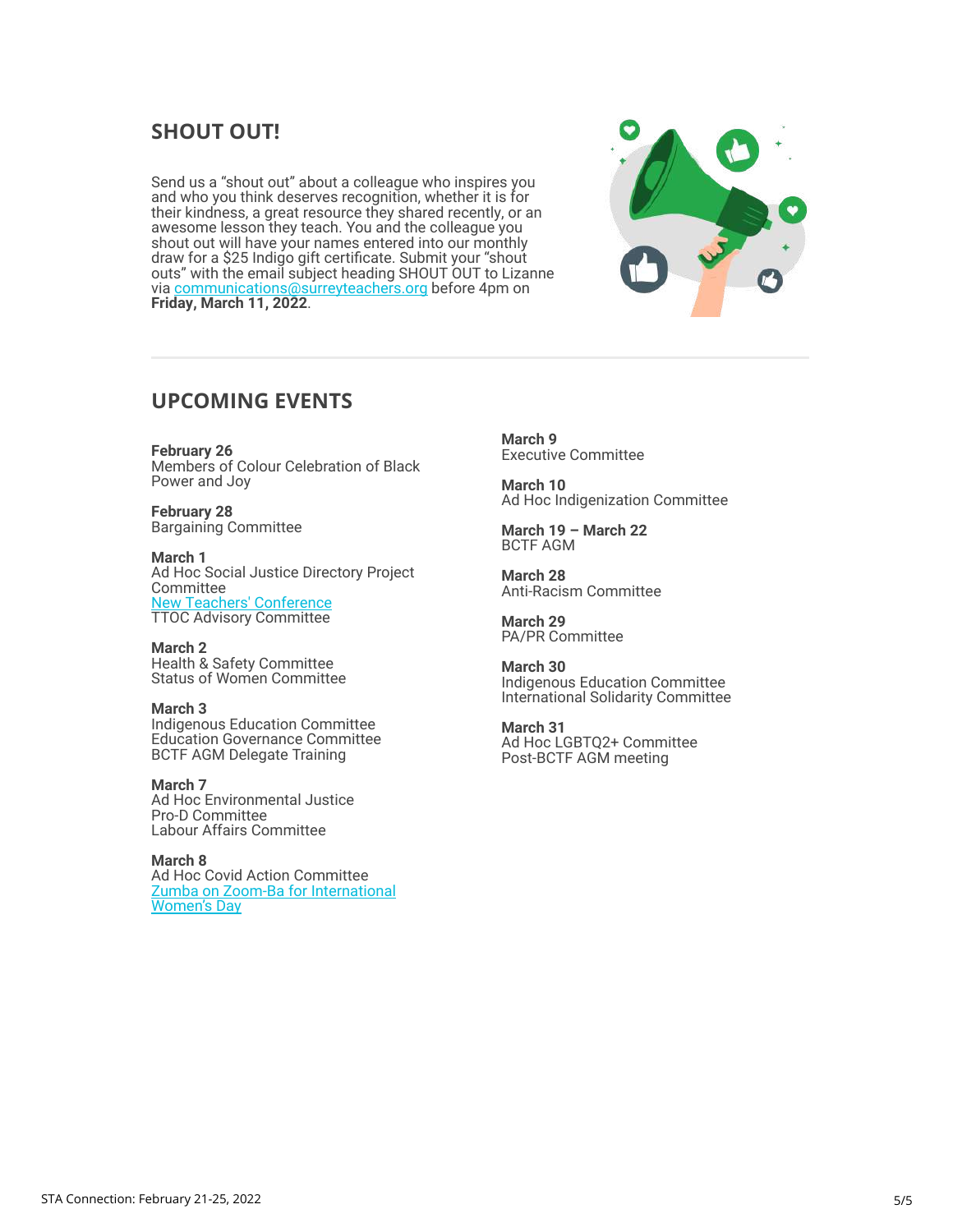## SHOUT OUT!

Send us a "shout out" about a colleague who inspires you and who you think deserves recognition, whether it is for their kindness, a great resource they shared recently, or an awesome lesson they teach. You and the colleague you shout out will have your names entered into our monthly draw for a $25 Indigo gift certificate. Submit your "shout outs" with the email subject heading SHOUT OUT to Lizanne via communications@surreyteachers.org before 4pm on **Friday, March 11, 2022**.

---

## UPCOMING EVENTS

**February 26**
Members of Colour Celebration of Black Power and Joy

**February 28**
Bargaining Committee

**March 1**
Ad Hoc Social Justice Directory Project Committee
New Teachers' Conference
TTOC Advisory Committee

**March 2**
Health & Safety Committee
Status of Women Committee

**March 3**
Indigenous Education Committee
Education Governance Committee
BCTF AGM Delegate Training

**March 7**
Ad Hoc Environmental Justice
Pro-D Committee
Labour Affairs Committee

**March 8**
Ad Hoc Covid Action Committee
Zumba on Zoom-Ba for International Women's Day

**March 9**
Executive Committee

**March 10**
Ad Hoc Indigenization Committee

**March 19 – March 22**
BCTF AGM

**March 28**
Anti-Racism Committee

**March 29**
PA/PR Committee

**March 30**
Indigenous Education Committee
International Solidarity Committee

**March 31**
Ad Hoc LGBTQ2+ Committee
Post-BCTF AGM meeting